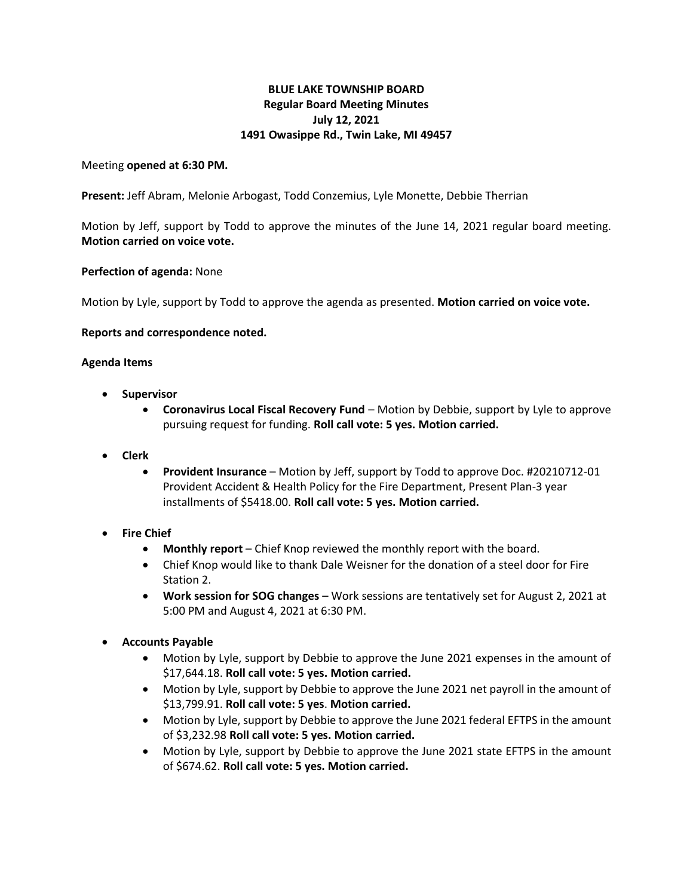**BLUE LAKE TOWNSHIP BOARD**
**Regular Board Meeting Minutes**
**July 12, 2021**
**1491 Owasippe Rd., Twin Lake, MI 49457**

Meeting **opened at 6:30 PM.**

**Present:** Jeff Abram, Melonie Arbogast, Todd Conzemius, Lyle Monette, Debbie Therrian

Motion by Jeff, support by Todd to approve the minutes of the June 14, 2021 regular board meeting. **Motion carried on voice vote.**

**Perfection of agenda:** None

Motion by Lyle, support by Todd to approve the agenda as presented. **Motion carried on voice vote.**

**Reports and correspondence noted.**

**Agenda Items**

- **Supervisor**
    - **Coronavirus Local Fiscal Recovery Fund** – Motion by Debbie, support by Lyle to approve pursuing request for funding. **Roll call vote: 5 yes. Motion carried.**
- **Clerk**
    - **Provident Insurance** – Motion by Jeff, support by Todd to approve Doc. #20210712-01 Provident Accident & Health Policy for the Fire Department, Present Plan-3 year installments of $5418.00. **Roll call vote: 5 yes. Motion carried.**
- **Fire Chief**
    - **Monthly report** – Chief Knop reviewed the monthly report with the board.
    - Chief Knop would like to thank Dale Weisner for the donation of a steel door for Fire Station 2.
    - **Work session for SOG changes** – Work sessions are tentatively set for August 2, 2021 at 5:00 PM and August 4, 2021 at 6:30 PM.
- **Accounts Payable**
    - Motion by Lyle, support by Debbie to approve the June 2021 expenses in the amount of $17,644.18. **Roll call vote: 5 yes. Motion carried.**
    - Motion by Lyle, support by Debbie to approve the June 2021 net payroll in the amount of $13,799.91. **Roll call vote: 5 yes**. **Motion carried.**
    - Motion by Lyle, support by Debbie to approve the June 2021 federal EFTPS in the amount of $3,232.98 **Roll call vote: 5 yes. Motion carried.**
    - Motion by Lyle, support by Debbie to approve the June 2021 state EFTPS in the amount of $674.62. **Roll call vote: 5 yes. Motion carried.**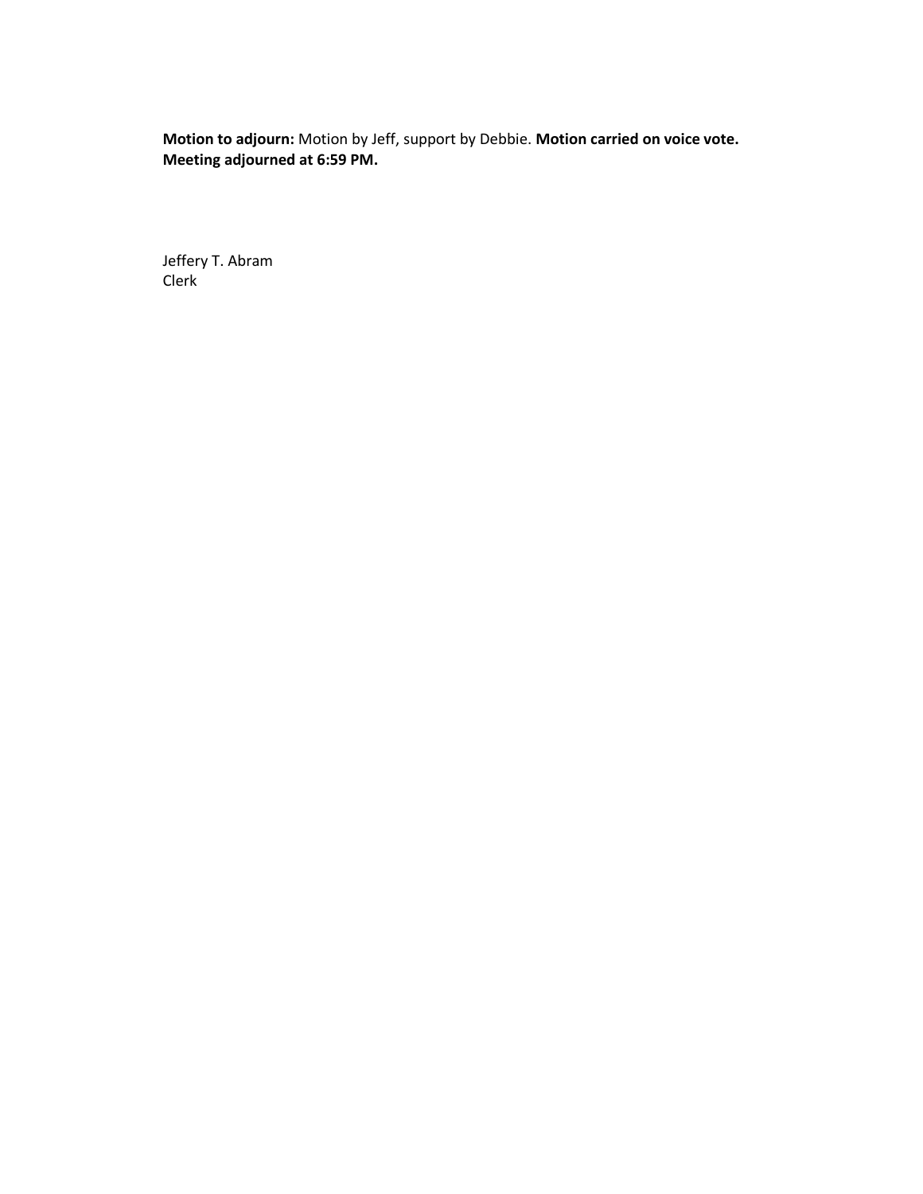**Motion to adjourn:** Motion by Jeff, support by Debbie. **Motion carried on voice vote. Meeting adjourned at 6:59 PM.**

Jeffery T. Abram
Clerk